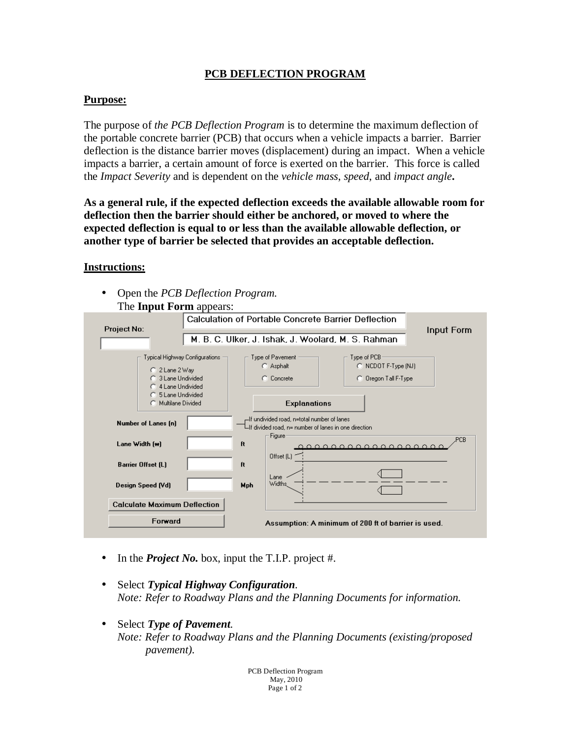# PCB DEFLECTION PROGRAM

## Purpose:

The purpose of *the PCB Deflection Program* is to determine the maximum deflection of the portable concrete barrier (PCB) that occurs when a vehicle impacts a barrier. Barrier deflection is the distance barrier moves (displacement) during an impact. When a vehicle impacts a barrier, a certain amount of force is exerted on the barrier. This force is called the *Impact Severity* and is dependent on the *vehicle mass*, *speed*, and *impact angle***.**

**As a general rule, if the expected deflection exceeds the available allowable room for deflection then the barrier should either be anchored, or moved to where the expected deflection is equal to or less than the available allowable deflection, or another type of barrier be selected that provides an acceptable deflection.**

## Instructions:

- Open the *PCB Deflection Program.*
  The **Input Form** appears:

- In the ***Project No.*** box, input the T.I.P. project #.

- Select ***Typical Highway Configuration***.
  *Note: Refer to Roadway Plans and the Planning Documents for information.*

- Select ***Type of Pavement.***
  *Note: Refer to Roadway Plans and the Planning Documents (existing/proposed pavement).*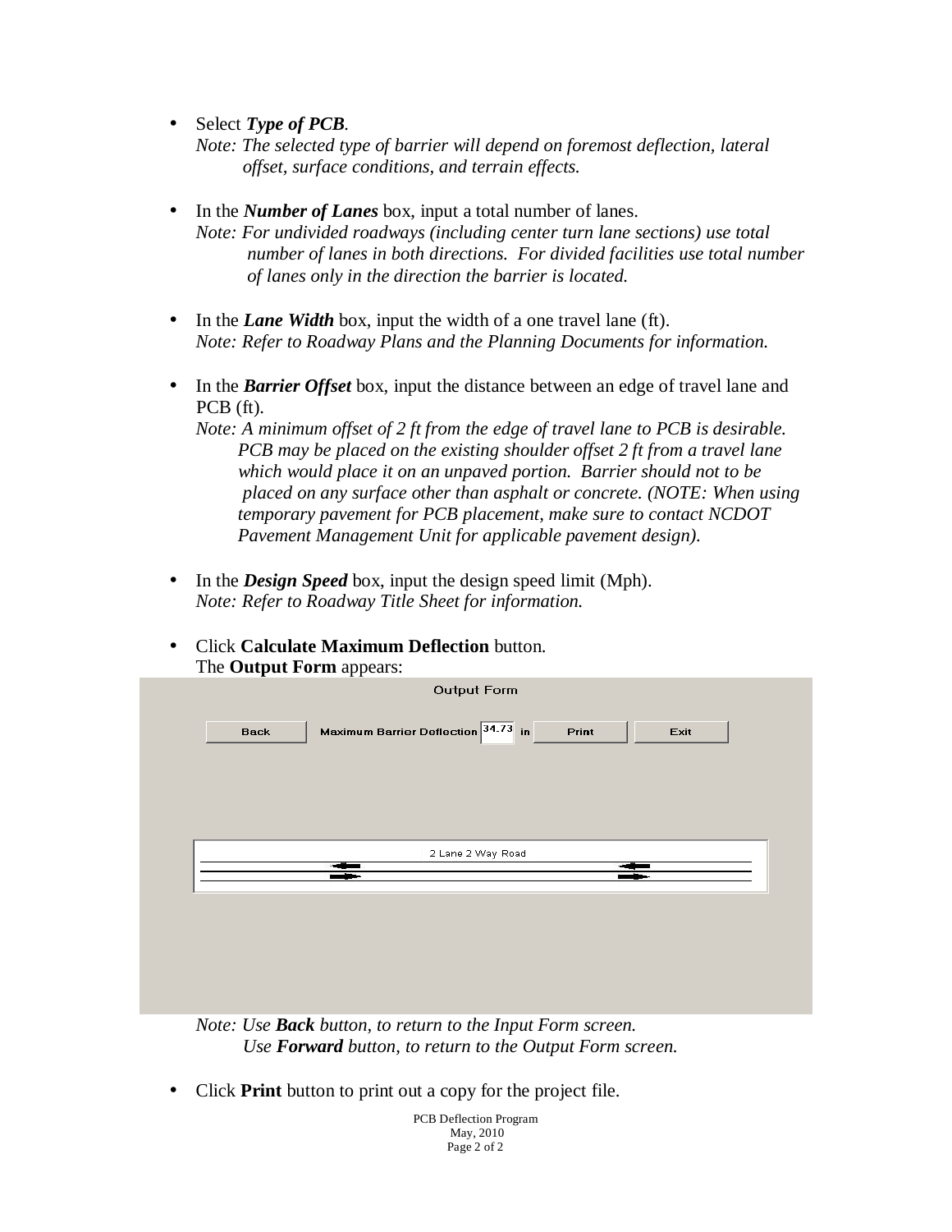- Select ***Type of PCB***.
  *Note: The selected type of barrier will depend on foremost deflection, lateral offset, surface conditions, and terrain effects.*

- In the ***Number of Lanes*** box, input a total number of lanes.
  *Note: For undivided roadways (including center turn lane sections) use total number of lanes in both directions. For divided facilities use total number of lanes only in the direction the barrier is located.*

- In the ***Lane Width*** box, input the width of a one travel lane (ft).
  *Note: Refer to Roadway Plans and the Planning Documents for information.*

- In the ***Barrier Offset*** box, input the distance between an edge of travel lane and PCB (ft).
  *Note: A minimum offset of 2 ft from the edge of travel lane to PCB is desirable. PCB may be placed on the existing shoulder offset 2 ft from a travel lane which would place it on an unpaved portion. Barrier should not to be placed on any surface other than asphalt or concrete. (NOTE: When using temporary pavement for PCB placement, make sure to contact NCDOT Pavement Management Unit for applicable pavement design).*

- In the ***Design Speed*** box, input the design speed limit (Mph).
  *Note: Refer to Roadway Title Sheet for information.*

- Click **Calculate Maximum Deflection** button.
  The **Output Form** appears:

Output Form

Back | Maximum Barrier Deflection 34.73 in | Print | Exit

2 Lane 2 Way Road

*Note: Use **Back** button, to return to the Input Form screen.*
*Use **Forward** button, to return to the Output Form screen.*

- Click **Print** button to print out a copy for the project file.